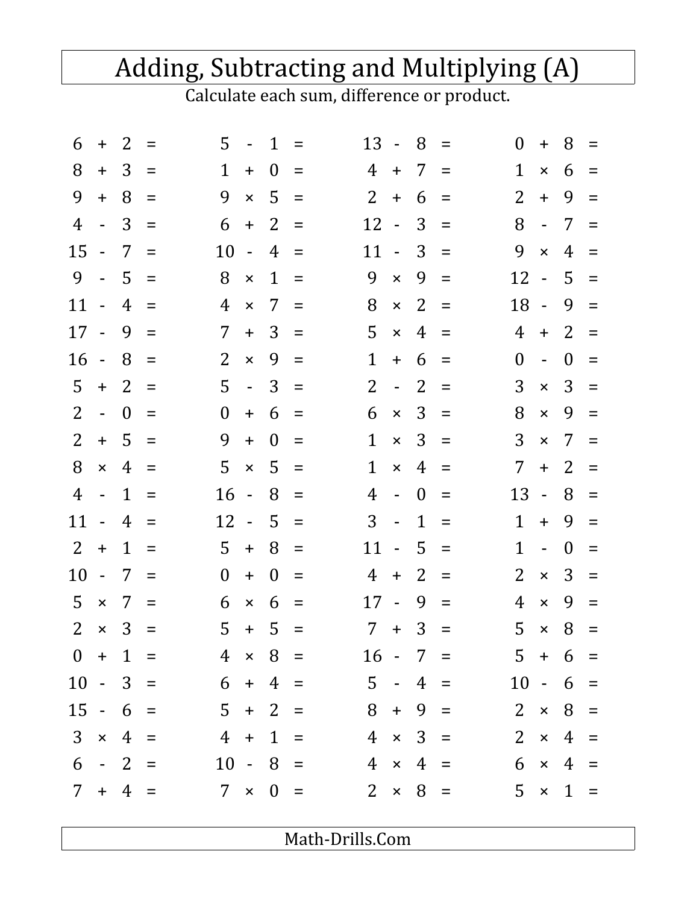# Adding, Subtracting and Multiplying (A)

Calculate each sum, difference or product.

| | | | |
|---|---|---|---|
| $6 + 2 =$ | $5 - 1 =$ | $13 - 8 =$ | $0 + 8 =$ |
| $8 + 3 =$ | $1 + 0 =$ | $4 + 7 =$ | $1 \times 6 =$ |
| $9 + 8 =$ | $9 \times 5 =$ | $2 + 6 =$ | $2 + 9 =$ |
| $4 - 3 =$ | $6 + 2 =$ | $12 - 3 =$ | $8 - 7 =$ |
| $15 - 7 =$ | $10 - 4 =$ | $11 - 3 =$ | $9 \times 4 =$ |
| $9 - 5 =$ | $8 \times 1 =$ | $9 \times 9 =$ | $12 - 5 =$ |
| $11 - 4 =$ | $4 \times 7 =$ | $8 \times 2 =$ | $18 - 9 =$ |
| $17 - 9 =$ | $7 + 3 =$ | $5 \times 4 =$ | $4 + 2 =$ |
| $16 - 8 =$ | $2 \times 9 =$ | $1 + 6 =$ | $0 - 0 =$ |
| $5 + 2 =$ | $5 - 3 =$ | $2 - 2 =$ | $3 \times 3 =$ |
| $2 - 0 =$ | $0 + 6 =$ | $6 \times 3 =$ | $8 \times 9 =$ |
| $2 + 5 =$ | $9 + 0 =$ | $1 \times 3 =$ | $3 \times 7 =$ |
| $8 \times 4 =$ | $5 \times 5 =$ | $1 \times 4 =$ | $7 + 2 =$ |
| $4 - 1 =$ | $16 - 8 =$ | $4 - 0 =$ | $13 - 8 =$ |
| $11 - 4 =$ | $12 - 5 =$ | $3 - 1 =$ | $1 + 9 =$ |
| $2 + 1 =$ | $5 + 8 =$ | $11 - 5 =$ | $1 - 0 =$ |
| $10 - 7 =$ | $0 + 0 =$ | $4 + 2 =$ | $2 \times 3 =$ |
| $5 \times 7 =$ | $6 \times 6 =$ | $17 - 9 =$ | $4 \times 9 =$ |
| $2 \times 3 =$ | $5 + 5 =$ | $7 + 3 =$ | $5 \times 8 =$ |
| $0 + 1 =$ | $4 \times 8 =$ | $16 - 7 =$ | $5 + 6 =$ |
| $10 - 3 =$ | $6 + 4 =$ | $5 - 4 =$ | $10 - 6 =$ |
| $15 - 6 =$ | $5 + 2 =$ | $8 + 9 =$ | $2 \times 8 =$ |
| $3 \times 4 =$ | $4 + 1 =$ | $4 \times 3 =$ | $2 \times 4 =$ |
| $6 - 2 =$ | $10 - 8 =$ | $4 \times 4 =$ | $6 \times 4 =$ |
| $7 + 4 =$ | $7 \times 0 =$ | $2 \times 8 =$ | $5 \times 1 =$ |

Math-Drills.Com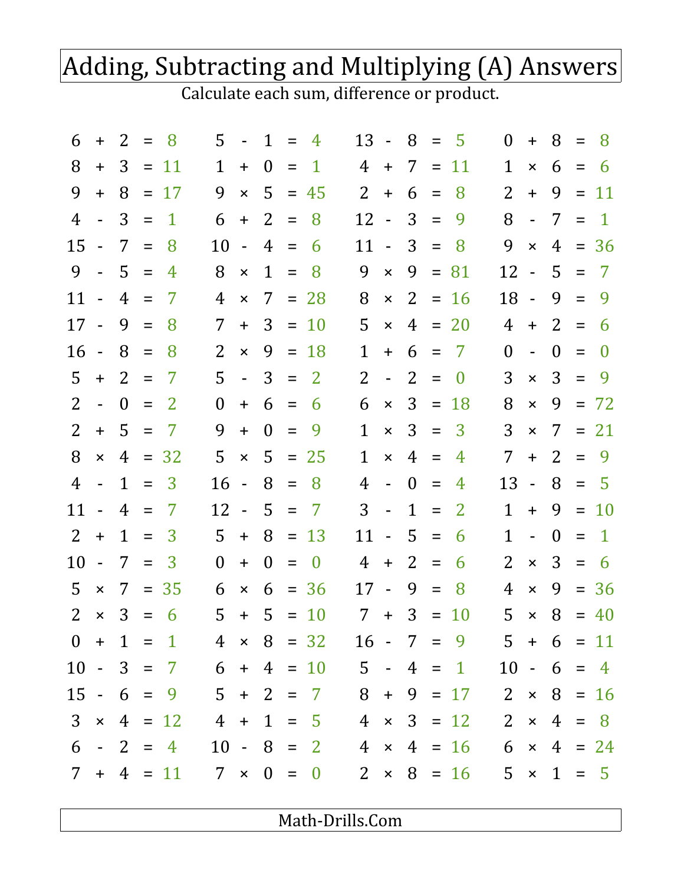# Adding, Subtracting and Multiplying (A) Answers

Calculate each sum, difference or product.

| | | | |
|---|---|---|---|
| $6 + 2 = 8$ | $5 - 1 = 4$ | $13 - 8 = 5$ | $0 + 8 = 8$ |
| $8 + 3 = 11$ | $1 + 0 = 1$ | $4 + 7 = 11$ | $1 \times 6 = 6$ |
| $9 + 8 = 17$ | $9 \times 5 = 45$ | $2 + 6 = 8$ | $2 + 9 = 11$ |
| $4 - 3 = 1$ | $6 + 2 = 8$ | $12 - 3 = 9$ | $8 - 7 = 1$ |
| $15 - 7 = 8$ | $10 - 4 = 6$ | $11 - 3 = 8$ | $9 \times 4 = 36$ |
| $9 - 5 = 4$ | $8 \times 1 = 8$ | $9 \times 9 = 81$ | $12 - 5 = 7$ |
| $11 - 4 = 7$ | $4 \times 7 = 28$ | $8 \times 2 = 16$ | $18 - 9 = 9$ |
| $17 - 9 = 8$ | $7 + 3 = 10$ | $5 \times 4 = 20$ | $4 + 2 = 6$ |
| $16 - 8 = 8$ | $2 \times 9 = 18$ | $1 + 6 = 7$ | $0 - 0 = 0$ |
| $5 + 2 = 7$ | $5 - 3 = 2$ | $2 - 2 = 0$ | $3 \times 3 = 9$ |
| $2 - 0 = 2$ | $0 + 6 = 6$ | $6 \times 3 = 18$ | $8 \times 9 = 72$ |
| $2 + 5 = 7$ | $9 + 0 = 9$ | $1 \times 3 = 3$ | $3 \times 7 = 21$ |
| $8 \times 4 = 32$ | $5 \times 5 = 25$ | $1 \times 4 = 4$ | $7 + 2 = 9$ |
| $4 - 1 = 3$ | $16 - 8 = 8$ | $4 - 0 = 4$ | $13 - 8 = 5$ |
| $11 - 4 = 7$ | $12 - 5 = 7$ | $3 - 1 = 2$ | $1 + 9 = 10$ |
| $2 + 1 = 3$ | $5 + 8 = 13$ | $11 - 5 = 6$ | $1 - 0 = 1$ |
| $10 - 7 = 3$ | $0 + 0 = 0$ | $4 + 2 = 6$ | $2 \times 3 = 6$ |
| $5 \times 7 = 35$ | $6 \times 6 = 36$ | $17 - 9 = 8$ | $4 \times 9 = 36$ |
| $2 \times 3 = 6$ | $5 + 5 = 10$ | $7 + 3 = 10$ | $5 \times 8 = 40$ |
| $0 + 1 = 1$ | $4 \times 8 = 32$ | $16 - 7 = 9$ | $5 + 6 = 11$ |
| $10 - 3 = 7$ | $6 + 4 = 10$ | $5 - 4 = 1$ | $10 - 6 = 4$ |
| $15 - 6 = 9$ | $5 + 2 = 7$ | $8 + 9 = 17$ | $2 \times 8 = 16$ |
| $3 \times 4 = 12$ | $4 + 1 = 5$ | $4 \times 3 = 12$ | $2 \times 4 = 8$ |
| $6 - 2 = 4$ | $10 - 8 = 2$ | $4 \times 4 = 16$ | $6 \times 4 = 24$ |
| $7 + 4 = 11$ | $7 \times 0 = 0$ | $2 \times 8 = 16$ | $5 \times 1 = 5$ |

Math-Drills.Com